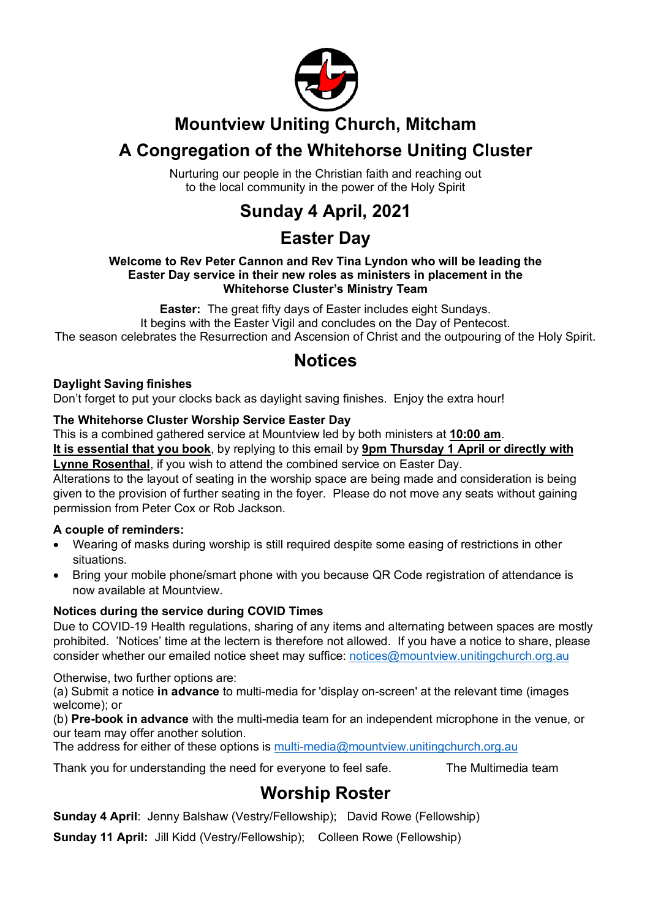# Mountview Uniting Church, Mitcham

# A Congregation of the Whitehorse Uniting Cluster

Nurturing our people in the Christian faith and reaching out
to the local community in the power of the Holy Spirit

## Sunday 4 April, 2021

## Easter Day

**Welcome to Rev Peter Cannon and Rev Tina Lyndon who will be leading the Easter Day service in their new roles as ministers in placement in the Whitehorse Cluster's Ministry Team**

**Easter:** The great fifty days of Easter includes eight Sundays.
It begins with the Easter Vigil and concludes on the Day of Pentecost.
The season celebrates the Resurrection and Ascension of Christ and the outpouring of the Holy Spirit.

## Notices

**Daylight Saving finishes**

Don't forget to put your clocks back as daylight saving finishes. Enjoy the extra hour!

**The Whitehorse Cluster Worship Service Easter Day**

This is a combined gathered service at Mountview led by both ministers at **10:00 am**.
**It is essential that you book**, by replying to this email by **9pm Thursday 1 April or directly with Lynne Rosenthal**, if you wish to attend the combined service on Easter Day.
Alterations to the layout of seating in the worship space are being made and consideration is being given to the provision of further seating in the foyer. Please do not move any seats without gaining permission from Peter Cox or Rob Jackson.

**A couple of reminders:**

- Wearing of masks during worship is still required despite some easing of restrictions in other situations.
- Bring your mobile phone/smart phone with you because QR Code registration of attendance is now available at Mountview.

**Notices during the service during COVID Times**

Due to COVID-19 Health regulations, sharing of any items and alternating between spaces are mostly prohibited. 'Notices' time at the lectern is therefore not allowed. If you have a notice to share, please consider whether our emailed notice sheet may suffice: notices@mountview.unitingchurch.org.au

Otherwise, two further options are:
(a) Submit a notice **in advance** to multi-media for 'display on-screen' at the relevant time (images welcome); or
(b) **Pre-book in advance** with the multi-media team for an independent microphone in the venue, or our team may offer another solution.
The address for either of these options is multi-media@mountview.unitingchurch.org.au

Thank you for understanding the need for everyone to feel safe. The Multimedia team

## Worship Roster

**Sunday 4 April**: Jenny Balshaw (Vestry/Fellowship); David Rowe (Fellowship)

**Sunday 11 April:** Jill Kidd (Vestry/Fellowship); Colleen Rowe (Fellowship)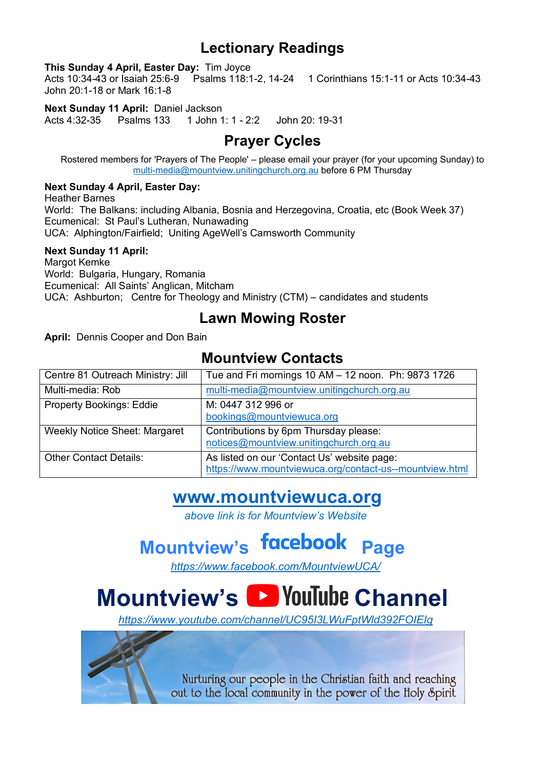## Lectionary Readings

**This Sunday 4 April, Easter Day:** Tim Joyce
Acts 10:34-43 or Isaiah 25:6-9    Psalms 118:1-2, 14-24    1 Corinthians 15:1-11 or Acts 10:34-43
John 20:1-18 or Mark 16:1-8

**Next Sunday 11 April:** Daniel Jackson
Acts 4:32-35    Psalms 133    1 John 1: 1 - 2:2    John 20: 19-31

## Prayer Cycles

Rostered members for 'Prayers of The People' – please email your prayer (for your upcoming Sunday) to multi-media@mountview.unitingchurch.org.au before 6 PM Thursday

**Next Sunday 4 April, Easter Day:**
Heather Barnes
World: The Balkans: including Albania, Bosnia and Herzegovina, Croatia, etc (Book Week 37)
Ecumenical: St Paul's Lutheran, Nunawading
UCA: Alphington/Fairfield; Uniting AgeWell's Carnsworth Community

**Next Sunday 11 April:**
Margot Kemke
World: Bulgaria, Hungary, Romania
Ecumenical: All Saints' Anglican, Mitcham
UCA: Ashburton; Centre for Theology and Ministry (CTM) – candidates and students

## Lawn Mowing Roster

**April:** Dennis Cooper and Don Bain

## Mountview Contacts

| | |
|---|---|
| Centre 81 Outreach Ministry: Jill | Tue and Fri mornings 10 AM – 12 noon. Ph: 9873 1726 |
| Multi-media: Rob | multi-media@mountview.unitingchurch.org.au |
| Property Bookings: Eddie | M: 0447 312 996 or bookings@mountviewuca.org |
| Weekly Notice Sheet: Margaret | Contributions by 6pm Thursday please: notices@mountview.unitingchurch.org.au |
| Other Contact Details: | As listed on our 'Contact Us' website page: https://www.mountviewuca.org/contact-us--mountview.html |

## www.mountviewuca.org

*above link is for Mountview's Website*

## Mountview's facebook Page

*https://www.facebook.com/MountviewUCA/*

## Mountview's YouTube Channel

*https://www.youtube.com/channel/UC95I3LWuFptWld392FOIEIg*

Nurturing our people in the Christian faith and reaching out to the local community in the power of the Holy Spirit